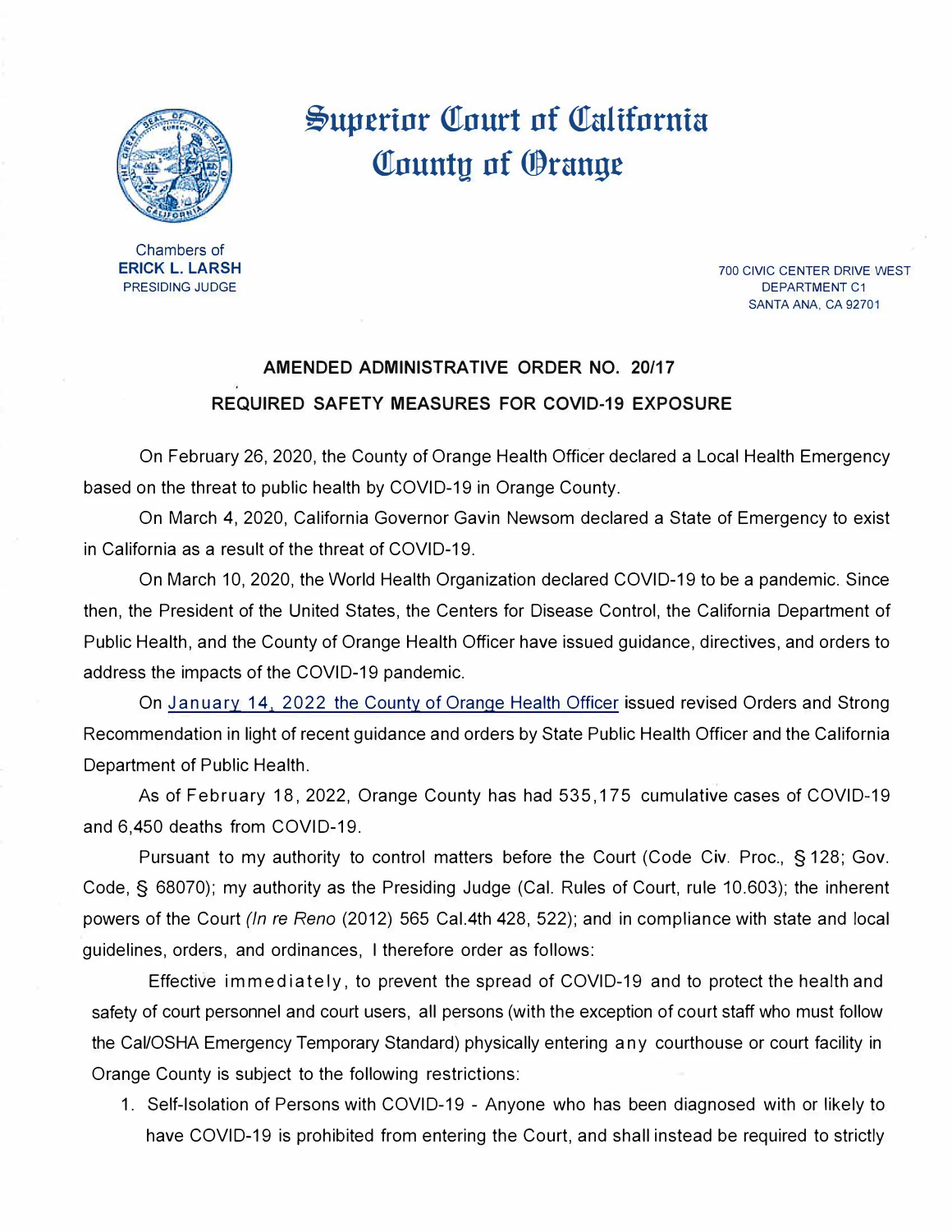# Superior Court of California County of Orange

Chambers of
**ERICK L. LARSH**
PRESIDING JUDGE

700 CIVIC CENTER DRIVE WEST
DEPARTMENT C1
SANTA ANA, CA 92701

## AMENDED ADMINISTRATIVE ORDER NO. 20/17

## REQUIRED SAFETY MEASURES FOR COVID-19 EXPOSURE

On February 26, 2020, the County of Orange Health Officer declared a Local Health Emergency based on the threat to public health by COVID-19 in Orange County.

On March 4, 2020, California Governor Gavin Newsom declared a State of Emergency to exist in California as a result of the threat of COVID-19.

On March 10, 2020, the World Health Organization declared COVID-19 to be a pandemic. Since then, the President of the United States, the Centers for Disease Control, the California Department of Public Health, and the County of Orange Health Officer have issued guidance, directives, and orders to address the impacts of the COVID-19 pandemic.

On January 14, 2022 the County of Orange Health Officer issued revised Orders and Strong Recommendation in light of recent guidance and orders by State Public Health Officer and the California Department of Public Health.

As of February 18, 2022, Orange County has had 535,175 cumulative cases of COVID-19 and 6,450 deaths from COVID-19.

Pursuant to my authority to control matters before the Court (Code Civ. Proc., § 128; Gov. Code, § 68070); my authority as the Presiding Judge (Cal. Rules of Court, rule 10.603); the inherent powers of the Court *(In re Reno* (2012) 565 Cal.4th 428, 522); and in compliance with state and local guidelines, orders, and ordinances, I therefore order as follows:

Effective immediately, to prevent the spread of COVID-19 and to protect the health and safety of court personnel and court users, all persons (with the exception of court staff who must follow the Cal/OSHA Emergency Temporary Standard) physically entering any courthouse or court facility in Orange County is subject to the following restrictions:

1. Self-Isolation of Persons with COVID-19 - Anyone who has been diagnosed with or likely to have COVID-19 is prohibited from entering the Court, and shall instead be required to strictly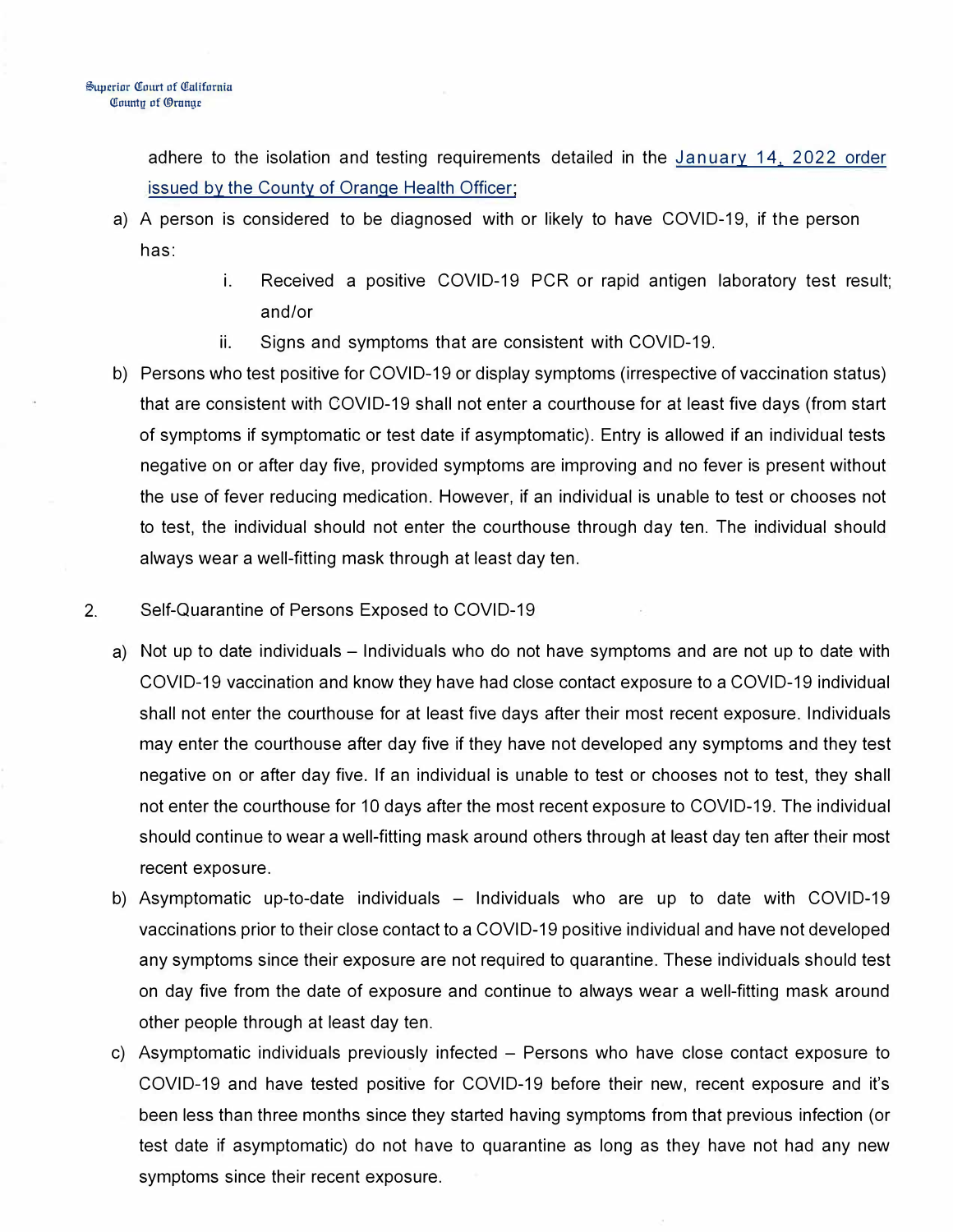adhere to the isolation and testing requirements detailed in the [January 14, 2022 order issued by the County of Orange Health Officer;]

a) A person is considered to be diagnosed with or likely to have COVID-19, if the person has:

   i. Received a positive COVID-19 PCR or rapid antigen laboratory test result; and/or

   ii. Signs and symptoms that are consistent with COVID-19.

b) Persons who test positive for COVID-19 or display symptoms (irrespective of vaccination status) that are consistent with COVID-19 shall not enter a courthouse for at least five days (from start of symptoms if symptomatic or test date if asymptomatic). Entry is allowed if an individual tests negative on or after day five, provided symptoms are improving and no fever is present without the use of fever reducing medication. However, if an individual is unable to test or chooses not to test, the individual should not enter the courthouse through day ten. The individual should always wear a well-fitting mask through at least day ten.

2. Self-Quarantine of Persons Exposed to COVID-19

a) Not up to date individuals – Individuals who do not have symptoms and are not up to date with COVID-19 vaccination and know they have had close contact exposure to a COVID-19 individual shall not enter the courthouse for at least five days after their most recent exposure. Individuals may enter the courthouse after day five if they have not developed any symptoms and they test negative on or after day five. If an individual is unable to test or chooses not to test, they shall not enter the courthouse for 10 days after the most recent exposure to COVID-19. The individual should continue to wear a well-fitting mask around others through at least day ten after their most recent exposure.

b) Asymptomatic up-to-date individuals – Individuals who are up to date with COVID-19 vaccinations prior to their close contact to a COVID-19 positive individual and have not developed any symptoms since their exposure are not required to quarantine. These individuals should test on day five from the date of exposure and continue to always wear a well-fitting mask around other people through at least day ten.

c) Asymptomatic individuals previously infected – Persons who have close contact exposure to COVID-19 and have tested positive for COVID-19 before their new, recent exposure and it's been less than three months since they started having symptoms from that previous infection (or test date if asymptomatic) do not have to quarantine as long as they have not had any new symptoms since their recent exposure.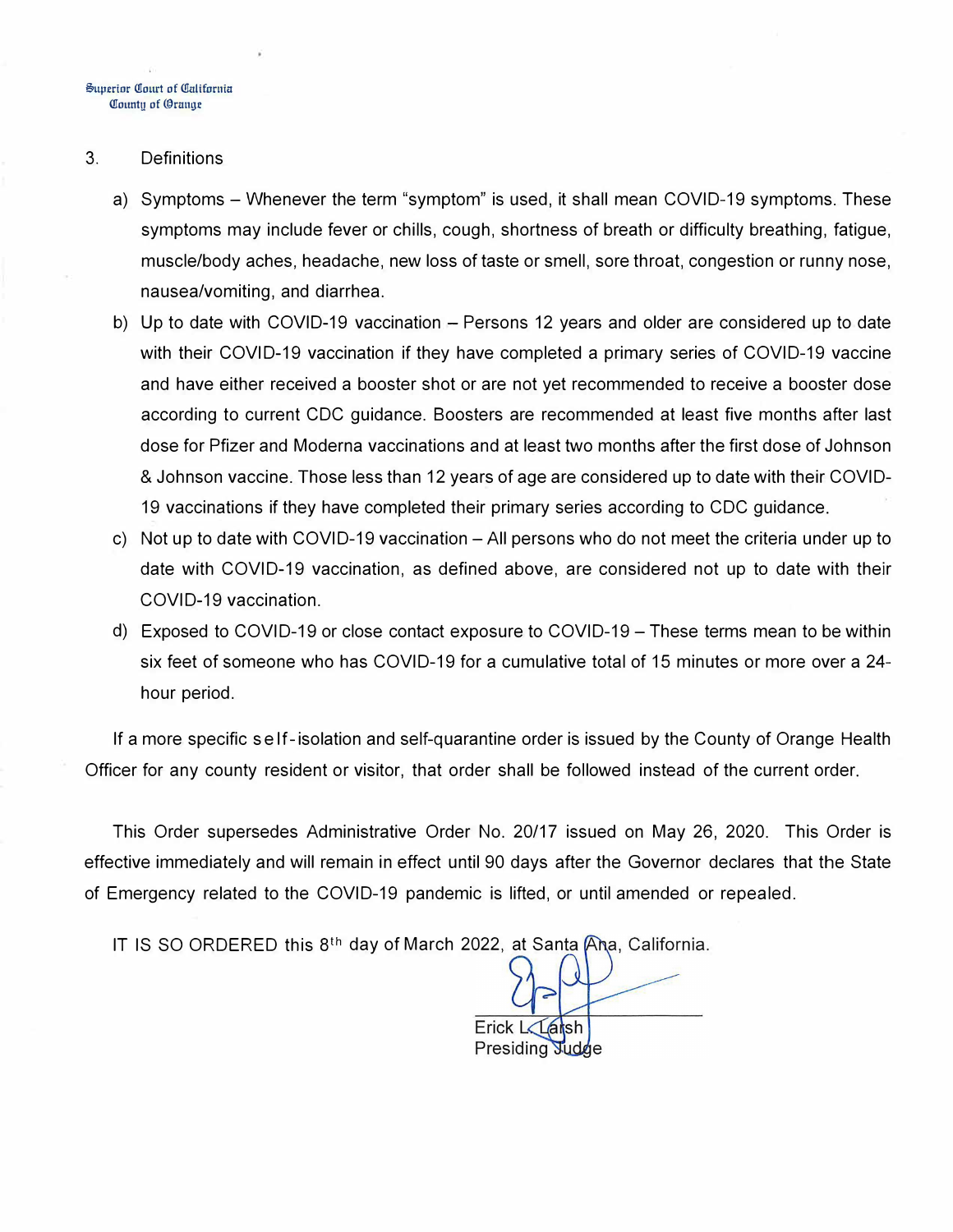3. Definitions

   a) Symptoms – Whenever the term "symptom" is used, it shall mean COVID-19 symptoms. These symptoms may include fever or chills, cough, shortness of breath or difficulty breathing, fatigue, muscle/body aches, headache, new loss of taste or smell, sore throat, congestion or runny nose, nausea/vomiting, and diarrhea.

   b) Up to date with COVID-19 vaccination – Persons 12 years and older are considered up to date with their COVID-19 vaccination if they have completed a primary series of COVID-19 vaccine and have either received a booster shot or are not yet recommended to receive a booster dose according to current CDC guidance. Boosters are recommended at least five months after last dose for Pfizer and Moderna vaccinations and at least two months after the first dose of Johnson & Johnson vaccine. Those less than 12 years of age are considered up to date with their COVID-19 vaccinations if they have completed their primary series according to CDC guidance.

   c) Not up to date with COVID-19 vaccination – All persons who do not meet the criteria under up to date with COVID-19 vaccination, as defined above, are considered not up to date with their COVID-19 vaccination.

   d) Exposed to COVID-19 or close contact exposure to COVID-19 – These terms mean to be within six feet of someone who has COVID-19 for a cumulative total of 15 minutes or more over a 24-hour period.

If a more specific self-isolation and self-quarantine order is issued by the County of Orange Health Officer for any county resident or visitor, that order shall be followed instead of the current order.

This Order supersedes Administrative Order No. 20/17 issued on May 26, 2020. This Order is effective immediately and will remain in effect until 90 days after the Governor declares that the State of Emergency related to the COVID-19 pandemic is lifted, or until amended or repealed.

IT IS SO ORDERED this 8th day of March 2022, at Santa Ana, California.

Erick L. Larsh
Presiding Judge